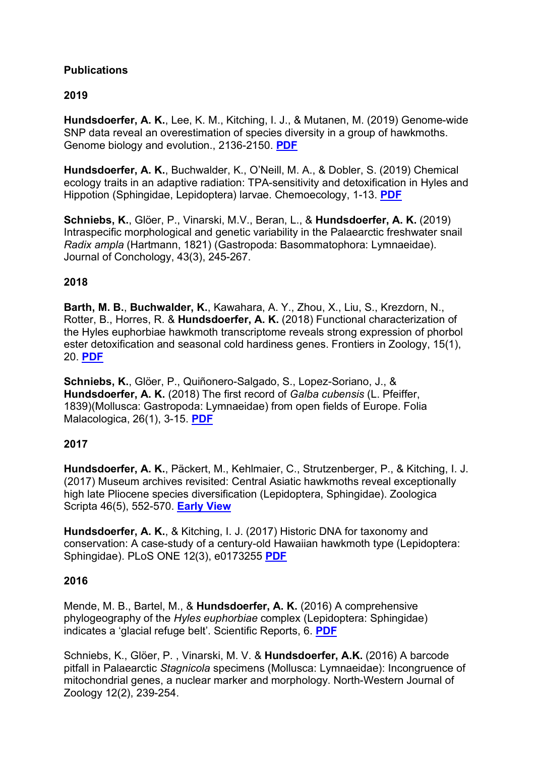**Publications**

**2019**

**Hundsdoerfer, A. K.**, Lee, K. M., Kitching, I. J., & Mutanen, M. (2019) Genome-wide SNP data reveal an overestimation of species diversity in a group of hawkmoths. Genome biology and evolution., 2136-2150. **PDF**

**Hundsdoerfer, A. K.**, Buchwalder, K., O'Neill, M. A., & Dobler, S. (2019) Chemical ecology traits in an adaptive radiation: TPA-sensitivity and detoxification in Hyles and Hippotion (Sphingidae, Lepidoptera) larvae. Chemoecology, 1-13. **PDF**

**Schniebs, K.**, Glöer, P., Vinarski, M.V., Beran, L., & **Hundsdoerfer, A. K.** (2019) Intraspecific morphological and genetic variability in the Palaearctic freshwater snail *Radix ampla* (Hartmann, 1821) (Gastropoda: Basommatophora: Lymnaeidae). Journal of Conchology, 43(3), 245-267.

**2018**

**Barth, M. B.**, **Buchwalder, K.**, Kawahara, A. Y., Zhou, X., Liu, S., Krezdorn, N., Rotter, B., Horres, R. & **Hundsdoerfer, A. K.** (2018) Functional characterization of the Hyles euphorbiae hawkmoth transcriptome reveals strong expression of phorbol ester detoxification and seasonal cold hardiness genes. Frontiers in Zoology, 15(1), 20. **PDF**

**Schniebs, K.**, Glöer, P., Quiñonero-Salgado, S., Lopez-Soriano, J., & **Hundsdoerfer, A. K.** (2018) The first record of *Galba cubensis* (L. Pfeiffer, 1839)(Mollusca: Gastropoda: Lymnaeidae) from open fields of Europe. Folia Malacologica, 26(1), 3-15. **PDF**

**2017**

**Hundsdoerfer, A. K.**, Päckert, M., Kehlmaier, C., Strutzenberger, P., & Kitching, I. J. (2017) Museum archives revisited: Central Asiatic hawkmoths reveal exceptionally high late Pliocene species diversification (Lepidoptera, Sphingidae). Zoologica Scripta 46(5), 552-570. **Early View**

**Hundsdoerfer, A. K.**, & Kitching, I. J. (2017) Historic DNA for taxonomy and conservation: A case-study of a century-old Hawaiian hawkmoth type (Lepidoptera: Sphingidae). PLoS ONE 12(3), e0173255 **PDF**

**2016**

Mende, M. B., Bartel, M., & **Hundsdoerfer, A. K.** (2016) A comprehensive phylogeography of the *Hyles euphorbiae* complex (Lepidoptera: Sphingidae) indicates a 'glacial refuge belt'. Scientific Reports, 6. **PDF**

Schniebs, K., Glöer, P. , Vinarski, M. V. & **Hundsdoerfer, A.K.** (2016) A barcode pitfall in Palaearctic *Stagnicola* specimens (Mollusca: Lymnaeidae): Incongruence of mitochondrial genes, a nuclear marker and morphology. North-Western Journal of Zoology 12(2), 239-254.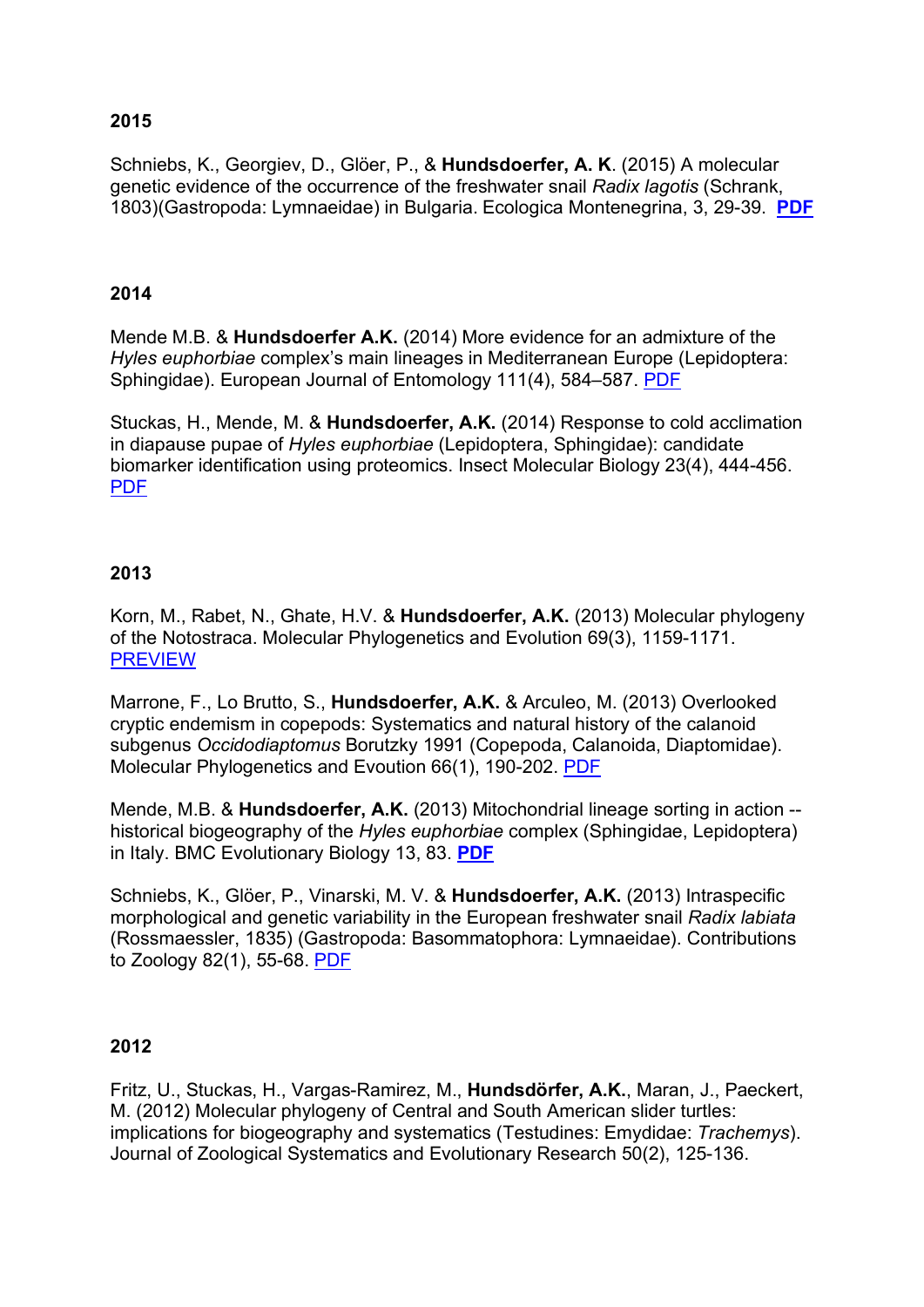**2015**

Schniebs, K., Georgiev, D., Glöer, P., & **Hundsdoerfer, A. K**. (2015) A molecular genetic evidence of the occurrence of the freshwater snail *Radix lagotis* (Schrank, 1803)(Gastropoda: Lymnaeidae) in Bulgaria. Ecologica Montenegrina, 3, 29-39. **PDF**

**2014**

Mende M.B. & **Hundsdoerfer A.K.** (2014) More evidence for an admixture of the *Hyles euphorbiae* complex's main lineages in Mediterranean Europe (Lepidoptera: Sphingidae). European Journal of Entomology 111(4), 584–587. PDF

Stuckas, H., Mende, M. & **Hundsdoerfer, A.K.** (2014) Response to cold acclimation in diapause pupae of *Hyles euphorbiae* (Lepidoptera, Sphingidae): candidate biomarker identification using proteomics. Insect Molecular Biology 23(4), 444-456. PDF

**2013**

Korn, M., Rabet, N., Ghate, H.V. & **Hundsdoerfer, A.K.** (2013) Molecular phylogeny of the Notostraca. Molecular Phylogenetics and Evolution 69(3), 1159-1171. PREVIEW

Marrone, F., Lo Brutto, S., **Hundsdoerfer, A.K.** & Arculeo, M. (2013) Overlooked cryptic endemism in copepods: Systematics and natural history of the calanoid subgenus *Occidodiaptomus* Borutzky 1991 (Copepoda, Calanoida, Diaptomidae). Molecular Phylogenetics and Evoution 66(1), 190-202. PDF

Mende, M.B. & **Hundsdoerfer, A.K.** (2013) Mitochondrial lineage sorting in action -- historical biogeography of the *Hyles euphorbiae* complex (Sphingidae, Lepidoptera) in Italy. BMC Evolutionary Biology 13, 83. **PDF**

Schniebs, K., Glöer, P., Vinarski, M. V. & **Hundsdoerfer, A.K.** (2013) Intraspecific morphological and genetic variability in the European freshwater snail *Radix labiata* (Rossmaessler, 1835) (Gastropoda: Basommatophora: Lymnaeidae). Contributions to Zoology 82(1), 55-68. PDF

**2012**

Fritz, U., Stuckas, H., Vargas-Ramirez, M., **Hundsdörfer, A.K.**, Maran, J., Paeckert, M. (2012) Molecular phylogeny of Central and South American slider turtles: implications for biogeography and systematics (Testudines: Emydidae: *Trachemys*). Journal of Zoological Systematics and Evolutionary Research 50(2), 125-136.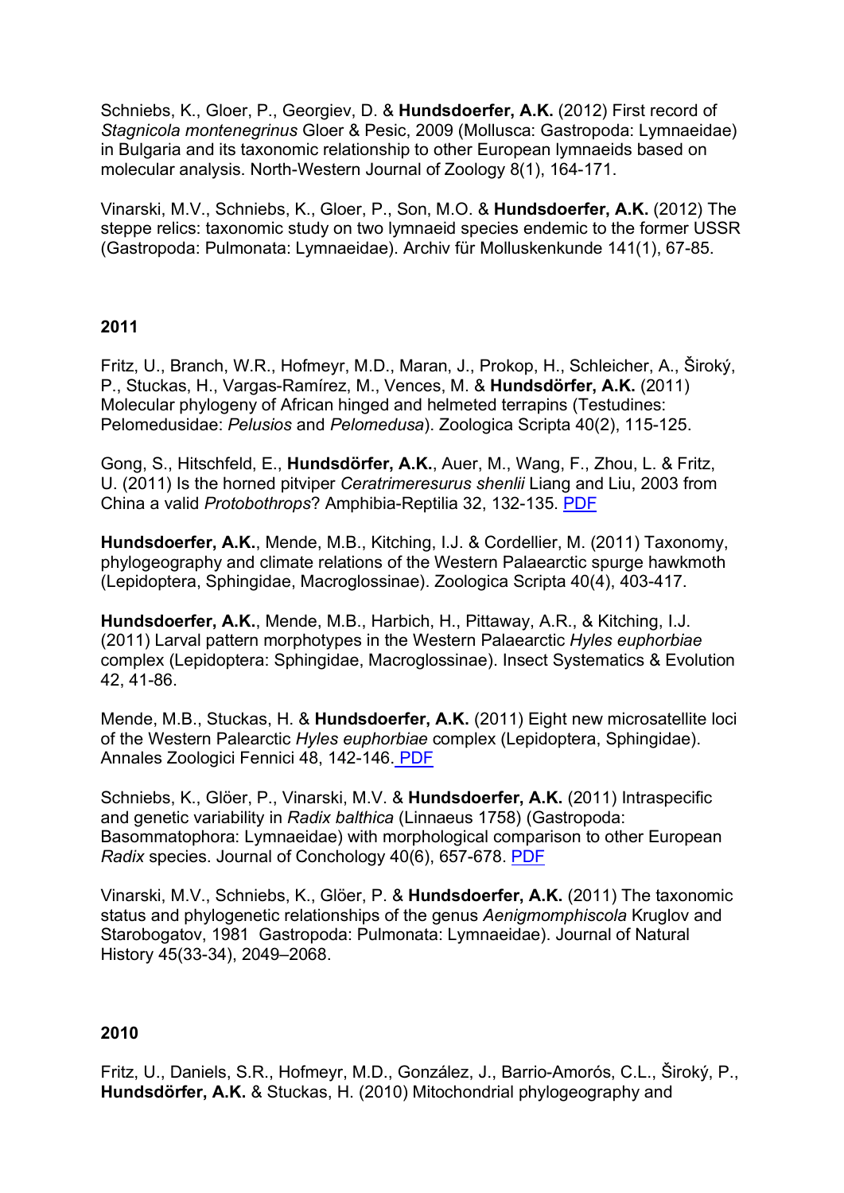Schniebs, K., Gloer, P., Georgiev, D. & **Hundsdoerfer, A.K.** (2012) First record of *Stagnicola montenegrinus* Gloer & Pesic, 2009 (Mollusca: Gastropoda: Lymnaeidae) in Bulgaria and its taxonomic relationship to other European lymnaeids based on molecular analysis. North-Western Journal of Zoology 8(1), 164-171.

Vinarski, M.V., Schniebs, K., Gloer, P., Son, M.O. & **Hundsdoerfer, A.K.** (2012) The steppe relics: taxonomic study on two lymnaeid species endemic to the former USSR (Gastropoda: Pulmonata: Lymnaeidae). Archiv für Molluskenkunde 141(1), 67-85.

**2011**

Fritz, U., Branch, W.R., Hofmeyr, M.D., Maran, J., Prokop, H., Schleicher, A., Široký, P., Stuckas, H., Vargas-Ramírez, M., Vences, M. & **Hundsdörfer, A.K.** (2011) Molecular phylogeny of African hinged and helmeted terrapins (Testudines: Pelomedusidae: *Pelusios* and *Pelomedusa*). Zoologica Scripta 40(2), 115-125.

Gong, S., Hitschfeld, E., **Hundsdörfer, A.K.**, Auer, M., Wang, F., Zhou, L. & Fritz, U. (2011) Is the horned pitviper *Ceratrimeresurus shenlii* Liang and Liu, 2003 from China a valid *Protobothrops*? Amphibia-Reptilia 32, 132-135. PDF

**Hundsdoerfer, A.K.**, Mende, M.B., Kitching, I.J. & Cordellier, M. (2011) Taxonomy, phylogeography and climate relations of the Western Palaearctic spurge hawkmoth (Lepidoptera, Sphingidae, Macroglossinae). Zoologica Scripta 40(4), 403-417.

**Hundsdoerfer, A.K.**, Mende, M.B., Harbich, H., Pittaway, A.R., & Kitching, I.J. (2011) Larval pattern morphotypes in the Western Palaearctic *Hyles euphorbiae* complex (Lepidoptera: Sphingidae, Macroglossinae). Insect Systematics & Evolution 42, 41-86.

Mende, M.B., Stuckas, H. & **Hundsdoerfer, A.K.** (2011) Eight new microsatellite loci of the Western Palearctic *Hyles euphorbiae* complex (Lepidoptera, Sphingidae). Annales Zoologici Fennici 48, 142-146. PDF

Schniebs, K., Glöer, P., Vinarski, M.V. & **Hundsdoerfer, A.K.** (2011) Intraspecific and genetic variability in *Radix balthica* (Linnaeus 1758) (Gastropoda: Basommatophora: Lymnaeidae) with morphological comparison to other European *Radix* species. Journal of Conchology 40(6), 657-678. PDF

Vinarski, M.V., Schniebs, K., Glöer, P. & **Hundsdoerfer, A.K.** (2011) The taxonomic status and phylogenetic relationships of the genus *Aenigmomphiscola* Kruglov and Starobogatov, 1981 Gastropoda: Pulmonata: Lymnaeidae). Journal of Natural History 45(33-34), 2049–2068.

**2010**

Fritz, U., Daniels, S.R., Hofmeyr, M.D., González, J., Barrio-Amorós, C.L., Široký, P., **Hundsdörfer, A.K.** & Stuckas, H. (2010) Mitochondrial phylogeography and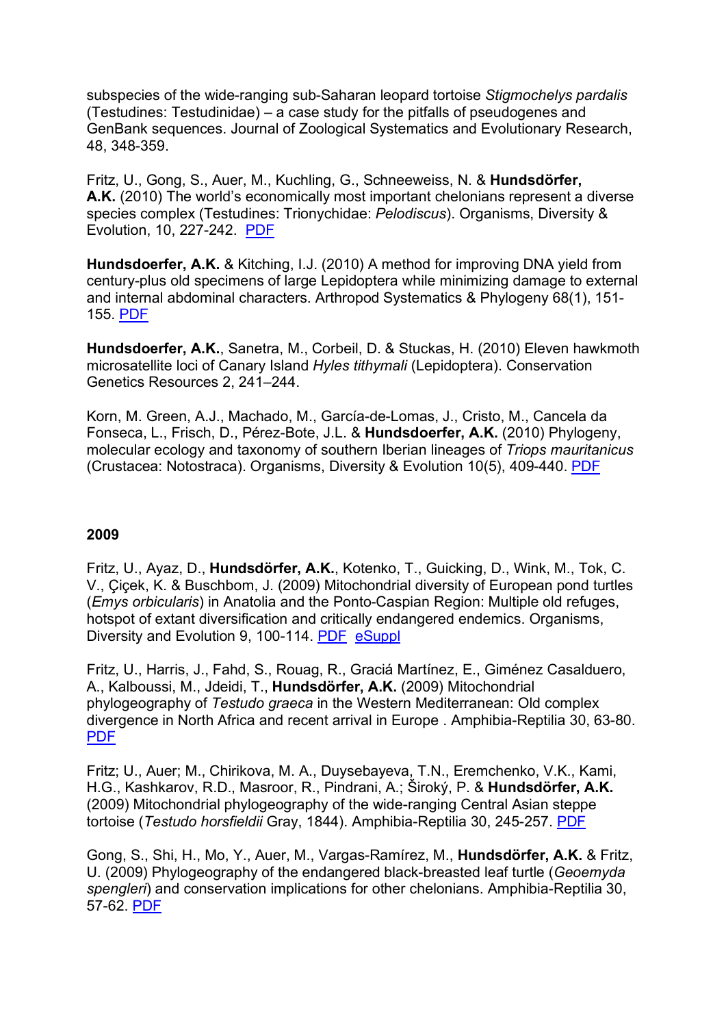subspecies of the wide-ranging sub-Saharan leopard tortoise *Stigmochelys pardalis* (Testudines: Testudinidae) – a case study for the pitfalls of pseudogenes and GenBank sequences. Journal of Zoological Systematics and Evolutionary Research, 48, 348-359.

Fritz, U., Gong, S., Auer, M., Kuchling, G., Schneeweiss, N. & **Hundsdörfer, A.K.** (2010) The world's economically most important chelonians represent a diverse species complex (Testudines: Trionychidae: *Pelodiscus*). Organisms, Diversity & Evolution, 10, 227-242. PDF

**Hundsdoerfer, A.K.** & Kitching, I.J. (2010) A method for improving DNA yield from century-plus old specimens of large Lepidoptera while minimizing damage to external and internal abdominal characters. Arthropod Systematics & Phylogeny 68(1), 151-155. PDF

**Hundsdoerfer, A.K.**, Sanetra, M., Corbeil, D. & Stuckas, H. (2010) Eleven hawkmoth microsatellite loci of Canary Island *Hyles tithymali* (Lepidoptera). Conservation Genetics Resources 2, 241–244.

Korn, M. Green, A.J., Machado, M., García-de-Lomas, J., Cristo, M., Cancela da Fonseca, L., Frisch, D., Pérez-Bote, J.L. & **Hundsdoerfer, A.K.** (2010) Phylogeny, molecular ecology and taxonomy of southern Iberian lineages of *Triops mauritanicus* (Crustacea: Notostraca). Organisms, Diversity & Evolution 10(5), 409-440. PDF

## 2009

Fritz, U., Ayaz, D., **Hundsdörfer, A.K.**, Kotenko, T., Guicking, D., Wink, M., Tok, C. V., Çiçek, K. & Buschbom, J. (2009) Mitochondrial diversity of European pond turtles (*Emys orbicularis*) in Anatolia and the Ponto-Caspian Region: Multiple old refuges, hotspot of extant diversification and critically endangered endemics. Organisms, Diversity and Evolution 9, 100-114. PDF eSuppl

Fritz, U., Harris, J., Fahd, S., Rouag, R., Graciá Martínez, E., Giménez Casalduero, A., Kalboussi, M., Jdeidi, T., **Hundsdörfer, A.K.** (2009) Mitochondrial phylogeography of *Testudo graeca* in the Western Mediterranean: Old complex divergence in North Africa and recent arrival in Europe . Amphibia-Reptilia 30, 63-80. PDF

Fritz; U., Auer; M., Chirikova, M. A., Duysebayeva, T.N., Eremchenko, V.K., Kami, H.G., Kashkarov, R.D., Masroor, R., Pindrani, A.; Široký, P. & **Hundsdörfer, A.K.** (2009) Mitochondrial phylogeography of the wide-ranging Central Asian steppe tortoise (*Testudo horsfieldii* Gray, 1844). Amphibia-Reptilia 30, 245-257. PDF

Gong, S., Shi, H., Mo, Y., Auer, M., Vargas-Ramírez, M., **Hundsdörfer, A.K.** & Fritz, U. (2009) Phylogeography of the endangered black-breasted leaf turtle (*Geoemyda spengleri*) and conservation implications for other chelonians. Amphibia-Reptilia 30, 57-62. PDF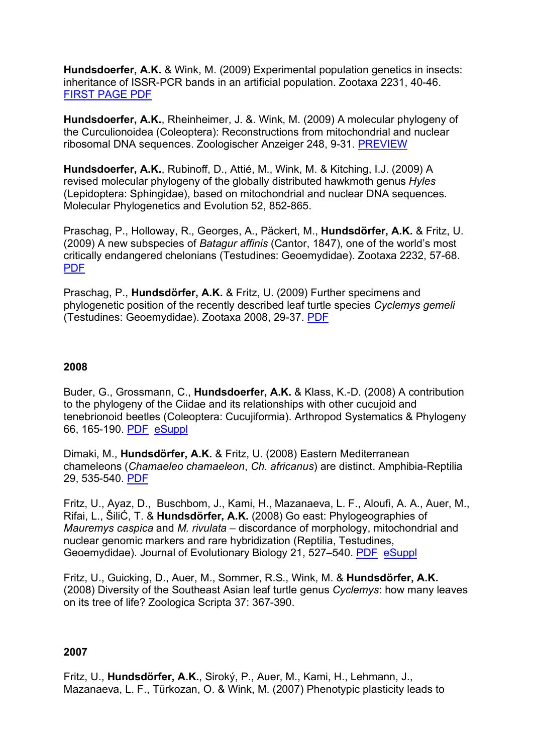**Hundsdoerfer, A.K.** & Wink, M. (2009) Experimental population genetics in insects: inheritance of ISSR-PCR bands in an artificial population. Zootaxa 2231, 40-46. FIRST PAGE PDF

**Hundsdoerfer, A.K.**, Rheinheimer, J. &. Wink, M. (2009) A molecular phylogeny of the Curculionoidea (Coleoptera): Reconstructions from mitochondrial and nuclear ribosomal DNA sequences. Zoologischer Anzeiger 248, 9-31. PREVIEW

**Hundsdoerfer, A.K.**, Rubinoff, D., Attié, M., Wink, M. & Kitching, I.J. (2009) A revised molecular phylogeny of the globally distributed hawkmoth genus *Hyles* (Lepidoptera: Sphingidae), based on mitochondrial and nuclear DNA sequences. Molecular Phylogenetics and Evolution 52, 852-865.

Praschag, P., Holloway, R., Georges, A., Päckert, M., **Hundsdörfer, A.K.** & Fritz, U. (2009) A new subspecies of *Batagur affinis* (Cantor, 1847), one of the world's most critically endangered chelonians (Testudines: Geoemydidae). Zootaxa 2232, 57-68. PDF

Praschag, P., **Hundsdörfer, A.K.** & Fritz, U. (2009) Further specimens and phylogenetic position of the recently described leaf turtle species *Cyclemys gemeli* (Testudines: Geoemydidae). Zootaxa 2008, 29-37. PDF

## 2008

Buder, G., Grossmann, C., **Hundsdoerfer, A.K.** & Klass, K.-D. (2008) A contribution to the phylogeny of the Ciidae and its relationships with other cucujoid and tenebrionoid beetles (Coleoptera: Cucujiformia). Arthropod Systematics & Phylogeny 66, 165-190. PDF eSuppl

Dimaki, M., **Hundsdörfer, A.K.** & Fritz, U. (2008) Eastern Mediterranean chameleons (*Chamaeleo chamaeleon*, *Ch. africanus*) are distinct. Amphibia-Reptilia 29, 535-540. PDF

Fritz, U., Ayaz, D., Buschbom, J., Kami, H., Mazanaeva, L. F., Aloufi, A. A., Auer, M., Rifai, L., ŠiliĆ, T. & **Hundsdörfer, A.K.** (2008) Go east: Phylogeographies of *Mauremys caspica* and *M. rivulata* – discordance of morphology, mitochondrial and nuclear genomic markers and rare hybridization (Reptilia, Testudines, Geoemydidae). Journal of Evolutionary Biology 21, 527–540. PDF eSuppl

Fritz, U., Guicking, D., Auer, M., Sommer, R.S., Wink, M. & **Hundsdörfer, A.K.** (2008) Diversity of the Southeast Asian leaf turtle genus *Cyclemys*: how many leaves on its tree of life? Zoologica Scripta 37: 367-390.

## 2007

Fritz, U., **Hundsdörfer, A.K.**, Široký, P., Auer, M., Kami, H., Lehmann, J., Mazanaeva, L. F., Türkozan, O. & Wink, M. (2007) Phenotypic plasticity leads to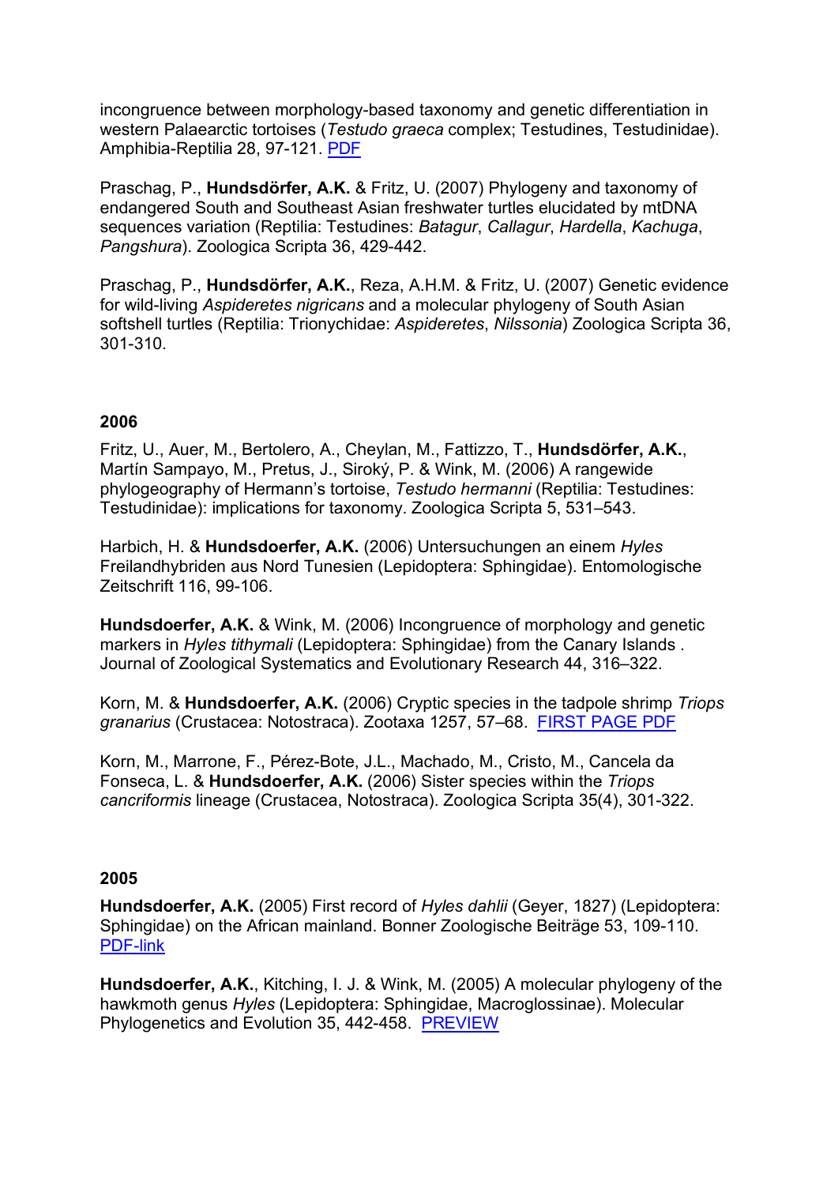incongruence between morphology-based taxonomy and genetic differentiation in western Palaearctic tortoises (*Testudo graeca* complex; Testudines, Testudinidae). Amphibia-Reptilia 28, 97-121. [PDF]

Praschag, P., **Hundsdörfer, A.K.** & Fritz, U. (2007) Phylogeny and taxonomy of endangered South and Southeast Asian freshwater turtles elucidated by mtDNA sequences variation (Reptilia: Testudines: *Batagur*, *Callagur*, *Hardella*, *Kachuga*, *Pangshura*). Zoologica Scripta 36, 429-442.

Praschag, P., **Hundsdörfer, A.K.**, Reza, A.H.M. & Fritz, U. (2007) Genetic evidence for wild-living *Aspideretes nigricans* and a molecular phylogeny of South Asian softshell turtles (Reptilia: Trionychidae: *Aspideretes*, *Nilssonia*) Zoologica Scripta 36, 301-310.

## 2006

Fritz, U., Auer, M., Bertolero, A., Cheylan, M., Fattizzo, T., **Hundsdörfer, A.K.**, Martín Sampayo, M., Pretus, J., Široký, P. & Wink, M. (2006) A rangewide phylogeography of Hermann's tortoise, *Testudo hermanni* (Reptilia: Testudines: Testudinidae): implications for taxonomy. Zoologica Scripta 5, 531–543.

Harbich, H. & **Hundsdoerfer, A.K.** (2006) Untersuchungen an einem *Hyles* Freilandhybriden aus Nord Tunesien (Lepidoptera: Sphingidae). Entomologische Zeitschrift 116, 99-106.

**Hundsdoerfer, A.K.** & Wink, M. (2006) Incongruence of morphology and genetic markers in *Hyles tithymali* (Lepidoptera: Sphingidae) from the Canary Islands . Journal of Zoological Systematics and Evolutionary Research 44, 316–322.

Korn, M. & **Hundsdoerfer, A.K.** (2006) Cryptic species in the tadpole shrimp *Triops granarius* (Crustacea: Notostraca). Zootaxa 1257, 57–68. [FIRST PAGE PDF]

Korn, M., Marrone, F., Pérez-Bote, J.L., Machado, M., Cristo, M., Cancela da Fonseca, L. & **Hundsdoerfer, A.K.** (2006) Sister species within the *Triops cancriformis* lineage (Crustacea, Notostraca). Zoologica Scripta 35(4), 301-322.

## 2005

**Hundsdoerfer, A.K.** (2005) First record of *Hyles dahlii* (Geyer, 1827) (Lepidoptera: Sphingidae) on the African mainland. Bonner Zoologische Beiträge 53, 109-110. [PDF-link]

**Hundsdoerfer, A.K.**, Kitching, I. J. & Wink, M. (2005) A molecular phylogeny of the hawkmoth genus *Hyles* (Lepidoptera: Sphingidae, Macroglossinae). Molecular Phylogenetics and Evolution 35, 442-458. [PREVIEW]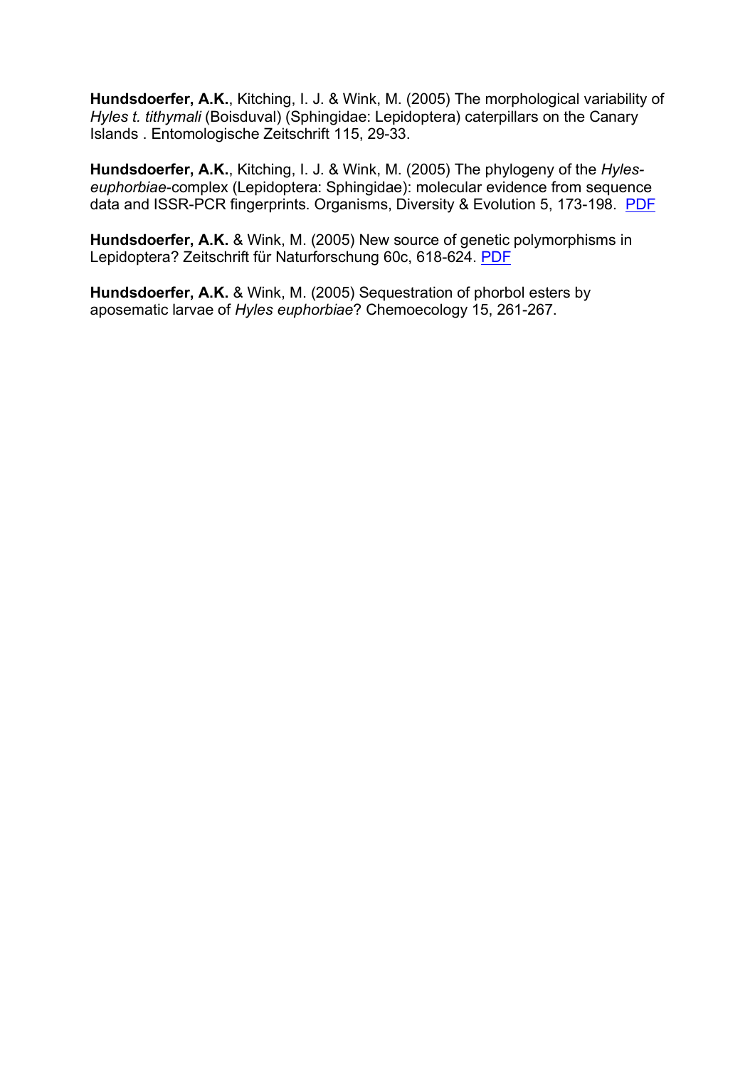**Hundsdoerfer, A.K.**, Kitching, I. J. & Wink, M. (2005) The morphological variability of *Hyles t. tithymali* (Boisduval) (Sphingidae: Lepidoptera) caterpillars on the Canary Islands . Entomologische Zeitschrift 115, 29-33.

**Hundsdoerfer, A.K.**, Kitching, I. J. & Wink, M. (2005) The phylogeny of the *Hyles-euphorbiae*-complex (Lepidoptera: Sphingidae): molecular evidence from sequence data and ISSR-PCR fingerprints. Organisms, Diversity & Evolution 5, 173-198. PDF

**Hundsdoerfer, A.K.** & Wink, M. (2005) New source of genetic polymorphisms in Lepidoptera? Zeitschrift für Naturforschung 60c, 618-624. PDF

**Hundsdoerfer, A.K.** & Wink, M. (2005) Sequestration of phorbol esters by aposematic larvae of *Hyles euphorbiae*? Chemoecology 15, 261-267.